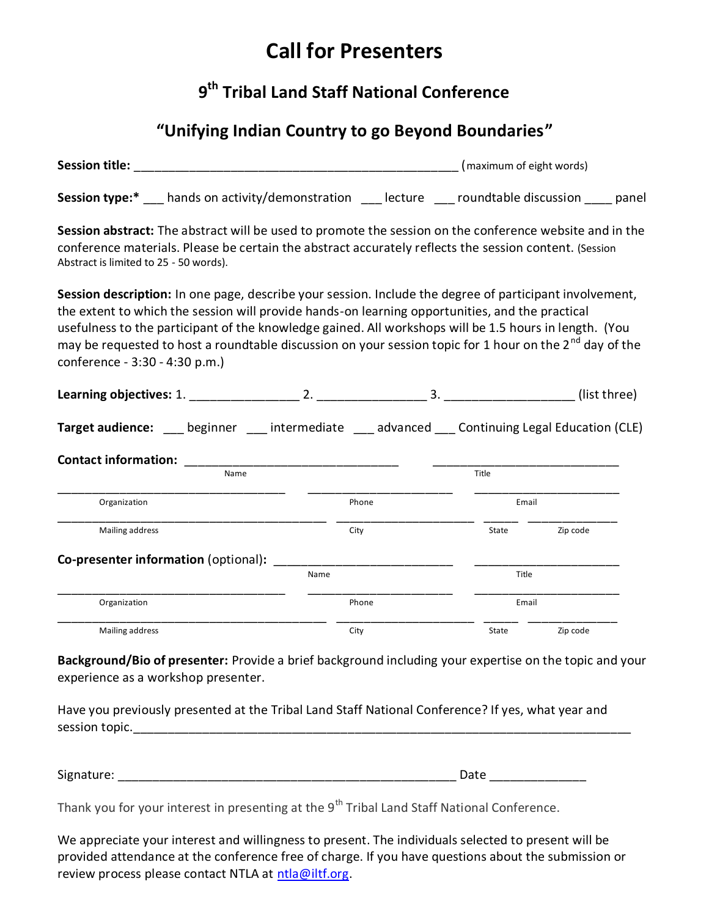# Call for Presenters

## 9th Tribal Land Staff National Conference

## "Unifying Indian Country to go Beyond Boundaries"

**Session title:** ______________________________________________ (maximum of eight words)

**Session type:*** ___ hands on activity/demonstration ___ lecture ___ roundtable discussion ____ panel

**Session abstract:** The abstract will be used to promote the session on the conference website and in the conference materials. Please be certain the abstract accurately reflects the session content. (Session Abstract is limited to 25 - 50 words).

**Session description:** In one page, describe your session. Include the degree of participant involvement, the extent to which the session will provide hands-on learning opportunities, and the practical usefulness to the participant of the knowledge gained. All workshops will be 1.5 hours in length. (You may be requested to host a roundtable discussion on your session topic for 1 hour on the 2nd day of the conference - 3:30 - 4:30 p.m.)

**Learning objectives:** 1. _______________ 2. _______________ 3. _________________ (list three)

**Target audience:** ___ beginner ___ intermediate ___ advanced ___ Continuing Legal Education (CLE)

**Contact information:** ______________________________ ___________________________
Name Title

________________________________ ____________________ ____________________
Organization Phone Email

______________________________________ ____________________ _____ ____________
Mailing address City State Zip code

**Co-presenter information** (optional): __________________________ ____________________
Name Title

________________________________ ____________________ ____________________
Organization Phone Email

______________________________________ ____________________ _____ ____________
Mailing address City State Zip code

**Background/Bio of presenter:** Provide a brief background including your expertise on the topic and your experience as a workshop presenter.

Have you previously presented at the Tribal Land Staff National Conference? If yes, what year and session topic.______________________________________________________________________

Signature: _______________________________________________ Date _____________

Thank you for your interest in presenting at the 9th Tribal Land Staff National Conference.

We appreciate your interest and willingness to present. The individuals selected to present will be provided attendance at the conference free of charge. If you have questions about the submission or review process please contact NTLA at ntla@iltf.org.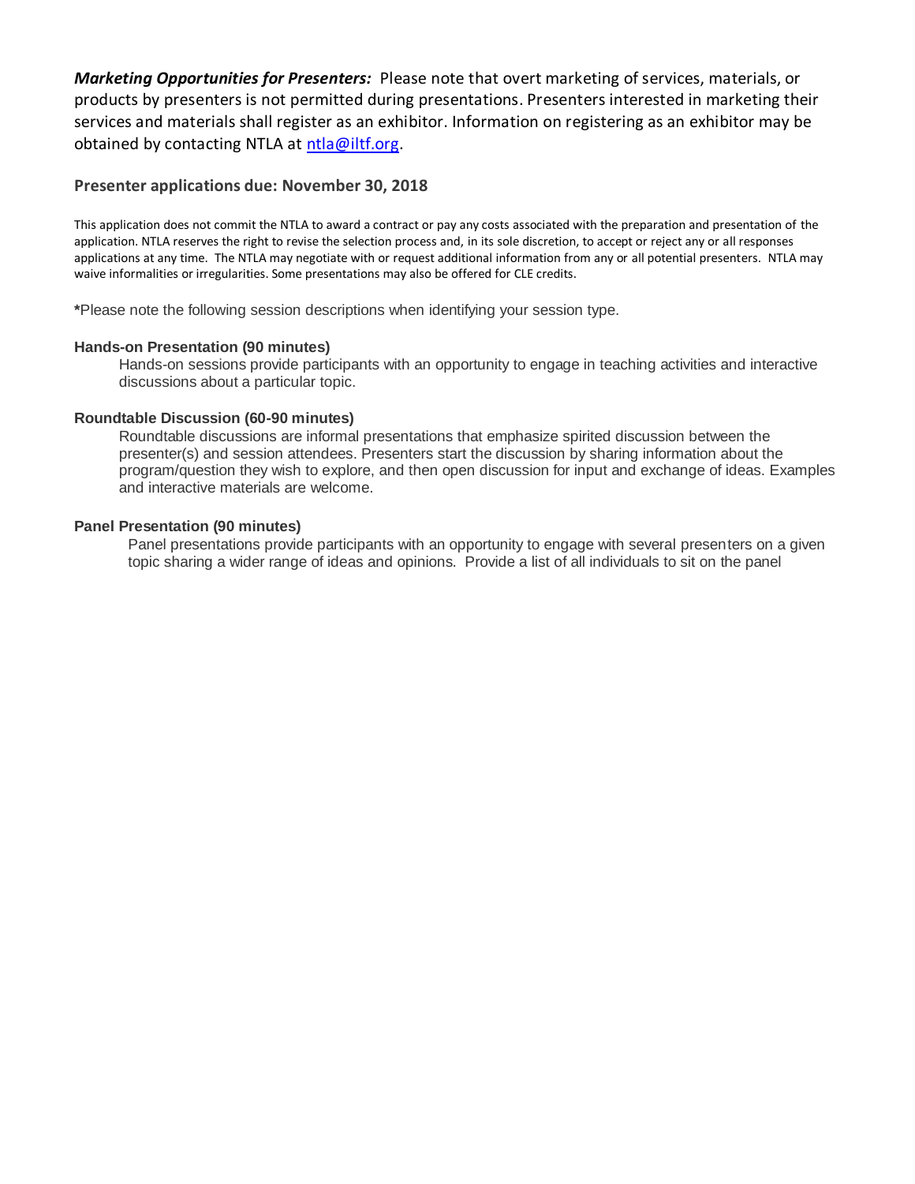***Marketing Opportunities for Presenters:*** Please note that overt marketing of services, materials, or products by presenters is not permitted during presentations. Presenters interested in marketing their services and materials shall register as an exhibitor. Information on registering as an exhibitor may be obtained by contacting NTLA at ntla@iltf.org.

**Presenter applications due: November 30, 2018**

This application does not commit the NTLA to award a contract or pay any costs associated with the preparation and presentation of the application. NTLA reserves the right to revise the selection process and, in its sole discretion, to accept or reject any or all responses applications at any time. The NTLA may negotiate with or request additional information from any or all potential presenters. NTLA may waive informalities or irregularities. Some presentations may also be offered for CLE credits.

**\***Please note the following session descriptions when identifying your session type.

**Hands-on Presentation (90 minutes)**

Hands-on sessions provide participants with an opportunity to engage in teaching activities and interactive discussions about a particular topic.

**Roundtable Discussion (60-90 minutes)**

Roundtable discussions are informal presentations that emphasize spirited discussion between the presenter(s) and session attendees. Presenters start the discussion by sharing information about the program/question they wish to explore, and then open discussion for input and exchange of ideas. Examples and interactive materials are welcome.

**Panel Presentation (90 minutes)**

Panel presentations provide participants with an opportunity to engage with several presenters on a given topic sharing a wider range of ideas and opinions. Provide a list of all individuals to sit on the panel